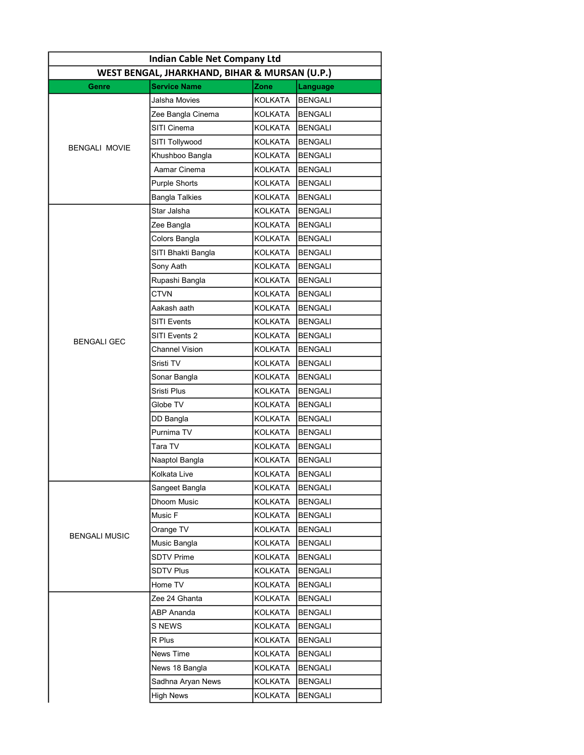| Indian Cable Net Company Ltd | | | |
|---|---|---|---|
| WEST BENGAL, JHARKHAND, BIHAR & MURSAN (U.P.) | | | |
| **Genre** | **Service Name** | **Zone** | **Language** |
| BENGALI MOVIE | Jalsha Movies | KOLKATA | BENGALI |
| | Zee Bangla Cinema | KOLKATA | BENGALI |
| | SITI Cinema | KOLKATA | BENGALI |
| | SITI Tollywood | KOLKATA | BENGALI |
| | Khushboo Bangla | KOLKATA | BENGALI |
| | Aamar Cinema | KOLKATA | BENGALI |
| | Purple Shorts | KOLKATA | BENGALI |
| | Bangla Talkies | KOLKATA | BENGALI |
| BENGALI GEC | Star Jalsha | KOLKATA | BENGALI |
| | Zee Bangla | KOLKATA | BENGALI |
| | Colors Bangla | KOLKATA | BENGALI |
| | SITI Bhakti Bangla | KOLKATA | BENGALI |
| | Sony Aath | KOLKATA | BENGALI |
| | Rupashi Bangla | KOLKATA | BENGALI |
| | CTVN | KOLKATA | BENGALI |
| | Aakash aath | KOLKATA | BENGALI |
| | SITI Events | KOLKATA | BENGALI |
| | SITI Events 2 | KOLKATA | BENGALI |
| | Channel Vision | KOLKATA | BENGALI |
| | Sristi TV | KOLKATA | BENGALI |
| | Sonar Bangla | KOLKATA | BENGALI |
| | Sristi Plus | KOLKATA | BENGALI |
| | Globe TV | KOLKATA | BENGALI |
| | DD Bangla | KOLKATA | BENGALI |
| | Purnima TV | KOLKATA | BENGALI |
| | Tara TV | KOLKATA | BENGALI |
| | Naaptol Bangla | KOLKATA | BENGALI |
| | Kolkata Live | KOLKATA | BENGALI |
| BENGALI MUSIC | Sangeet Bangla | KOLKATA | BENGALI |
| | Dhoom Music | KOLKATA | BENGALI |
| | Music F | KOLKATA | BENGALI |
| | Orange TV | KOLKATA | BENGALI |
| | Music Bangla | KOLKATA | BENGALI |
| | SDTV Prime | KOLKATA | BENGALI |
| | SDTV Plus | KOLKATA | BENGALI |
| | Home TV | KOLKATA | BENGALI |
| | Zee 24 Ghanta | KOLKATA | BENGALI |
| | ABP Ananda | KOLKATA | BENGALI |
| | S NEWS | KOLKATA | BENGALI |
| | R Plus | KOLKATA | BENGALI |
| | News Time | KOLKATA | BENGALI |
| | News 18 Bangla | KOLKATA | BENGALI |
| | Sadhna Aryan News | KOLKATA | BENGALI |
| | High News | KOLKATA | BENGALI |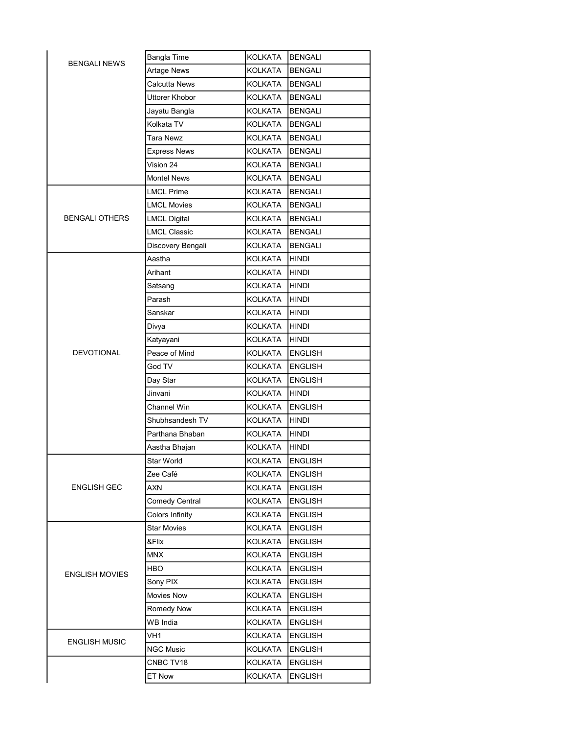| | | | |
|---|---|---|---|
| BENGALI NEWS | Bangla Time | KOLKATA | BENGALI |
| | Artage News | KOLKATA | BENGALI |
| | Calcutta News | KOLKATA | BENGALI |
| | Uttorer Khobor | KOLKATA | BENGALI |
| | Jayatu Bangla | KOLKATA | BENGALI |
| | Kolkata TV | KOLKATA | BENGALI |
| | Tara Newz | KOLKATA | BENGALI |
| | Express News | KOLKATA | BENGALI |
| | Vision 24 | KOLKATA | BENGALI |
| | Montel News | KOLKATA | BENGALI |
| BENGALI OTHERS | LMCL Prime | KOLKATA | BENGALI |
| | LMCL Movies | KOLKATA | BENGALI |
| | LMCL Digital | KOLKATA | BENGALI |
| | LMCL Classic | KOLKATA | BENGALI |
| | Discovery Bengali | KOLKATA | BENGALI |
| DEVOTIONAL | Aastha | KOLKATA | HINDI |
| | Arihant | KOLKATA | HINDI |
| | Satsang | KOLKATA | HINDI |
| | Parash | KOLKATA | HINDI |
| | Sanskar | KOLKATA | HINDI |
| | Divya | KOLKATA | HINDI |
| | Katyayani | KOLKATA | HINDI |
| | Peace of Mind | KOLKATA | ENGLISH |
| | God TV | KOLKATA | ENGLISH |
| | Day Star | KOLKATA | ENGLISH |
| | Jinvani | KOLKATA | HINDI |
| | Channel Win | KOLKATA | ENGLISH |
| | Shubhsandesh TV | KOLKATA | HINDI |
| | Parthana Bhaban | KOLKATA | HINDI |
| | Aastha Bhajan | KOLKATA | HINDI |
| ENGLISH GEC | Star World | KOLKATA | ENGLISH |
| | Zee Café | KOLKATA | ENGLISH |
| | AXN | KOLKATA | ENGLISH |
| | Comedy Central | KOLKATA | ENGLISH |
| | Colors Infinity | KOLKATA | ENGLISH |
| ENGLISH MOVIES | Star Movies | KOLKATA | ENGLISH |
| | &Flix | KOLKATA | ENGLISH |
| | MNX | KOLKATA | ENGLISH |
| | HBO | KOLKATA | ENGLISH |
| | Sony PIX | KOLKATA | ENGLISH |
| | Movies Now | KOLKATA | ENGLISH |
| | Romedy Now | KOLKATA | ENGLISH |
| | WB India | KOLKATA | ENGLISH |
| ENGLISH MUSIC | VH1 | KOLKATA | ENGLISH |
| | NGC Music | KOLKATA | ENGLISH |
| | CNBC TV18 | KOLKATA | ENGLISH |
| | ET Now | KOLKATA | ENGLISH |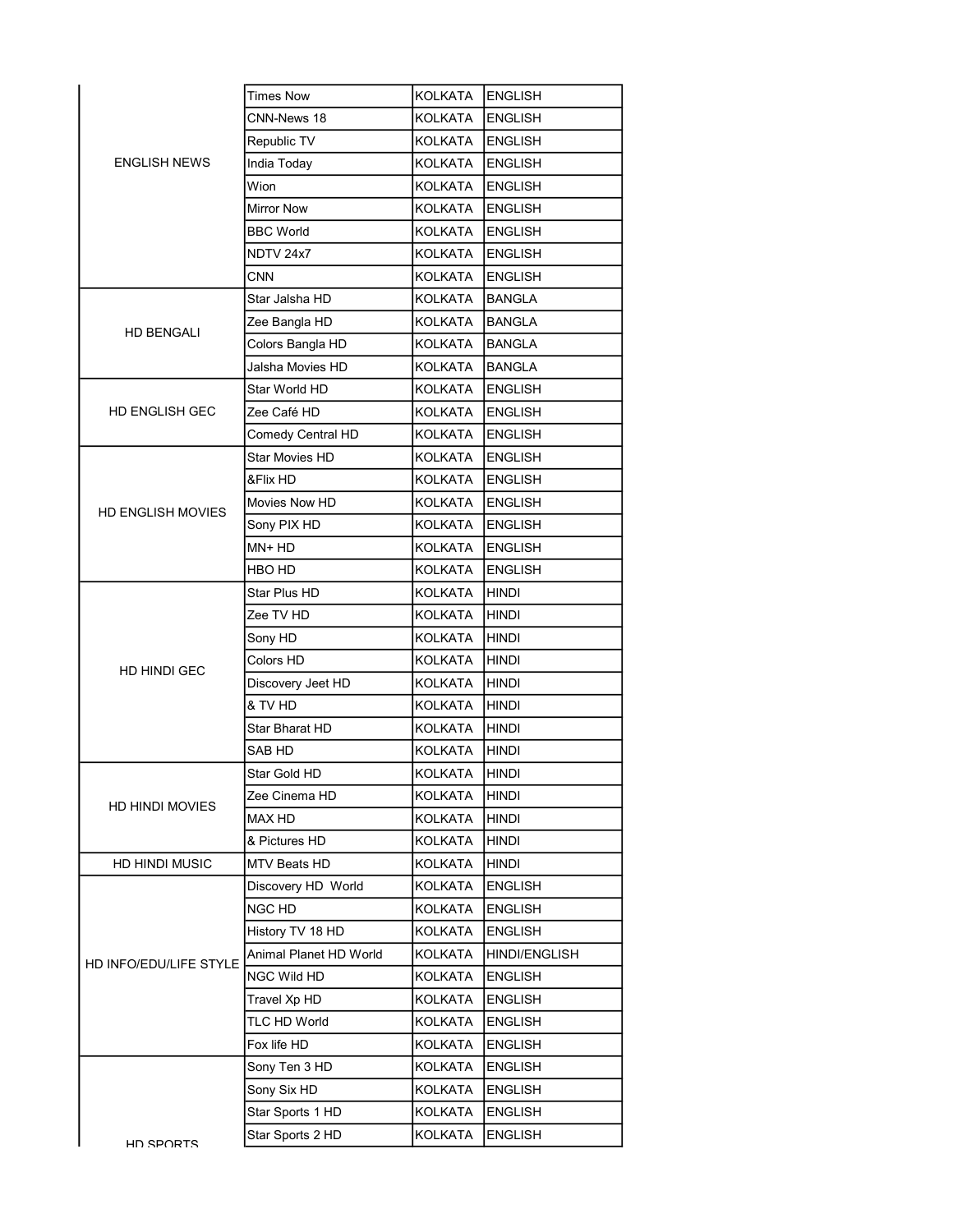| | | | |
|---|---|---|---|
| ENGLISH NEWS | Times Now | KOLKATA | ENGLISH |
| | CNN-News 18 | KOLKATA | ENGLISH |
| | Republic TV | KOLKATA | ENGLISH |
| | India Today | KOLKATA | ENGLISH |
| | Wion | KOLKATA | ENGLISH |
| | Mirror Now | KOLKATA | ENGLISH |
| | BBC World | KOLKATA | ENGLISH |
| | NDTV 24x7 | KOLKATA | ENGLISH |
| | CNN | KOLKATA | ENGLISH |
| HD BENGALI | Star Jalsha HD | KOLKATA | BANGLA |
| | Zee Bangla HD | KOLKATA | BANGLA |
| | Colors Bangla HD | KOLKATA | BANGLA |
| | Jalsha Movies HD | KOLKATA | BANGLA |
| HD ENGLISH GEC | Star World HD | KOLKATA | ENGLISH |
| | Zee Café HD | KOLKATA | ENGLISH |
| | Comedy Central HD | KOLKATA | ENGLISH |
| HD ENGLISH MOVIES | Star Movies HD | KOLKATA | ENGLISH |
| | &Flix HD | KOLKATA | ENGLISH |
| | Movies Now HD | KOLKATA | ENGLISH |
| | Sony PIX HD | KOLKATA | ENGLISH |
| | MN+ HD | KOLKATA | ENGLISH |
| | HBO HD | KOLKATA | ENGLISH |
| HD HINDI GEC | Star Plus HD | KOLKATA | HINDI |
| | Zee TV HD | KOLKATA | HINDI |
| | Sony HD | KOLKATA | HINDI |
| | Colors HD | KOLKATA | HINDI |
| | Discovery Jeet HD | KOLKATA | HINDI |
| | & TV HD | KOLKATA | HINDI |
| | Star Bharat HD | KOLKATA | HINDI |
| | SAB HD | KOLKATA | HINDI |
| HD HINDI MOVIES | Star Gold HD | KOLKATA | HINDI |
| | Zee Cinema HD | KOLKATA | HINDI |
| | MAX HD | KOLKATA | HINDI |
| | & Pictures HD | KOLKATA | HINDI |
| HD HINDI MUSIC | MTV Beats HD | KOLKATA | HINDI |
| HD INFO/EDU/LIFE STYLE | Discovery HD World | KOLKATA | ENGLISH |
| | NGC HD | KOLKATA | ENGLISH |
| | History TV 18 HD | KOLKATA | ENGLISH |
| | Animal Planet HD World | KOLKATA | HINDI/ENGLISH |
| | NGC Wild HD | KOLKATA | ENGLISH |
| | Travel Xp HD | KOLKATA | ENGLISH |
| | TLC HD World | KOLKATA | ENGLISH |
| | Fox life HD | KOLKATA | ENGLISH |
| HD SPORTS | Sony Ten 3 HD | KOLKATA | ENGLISH |
| | Sony Six HD | KOLKATA | ENGLISH |
| | Star Sports 1 HD | KOLKATA | ENGLISH |
| | Star Sports 2 HD | KOLKATA | ENGLISH |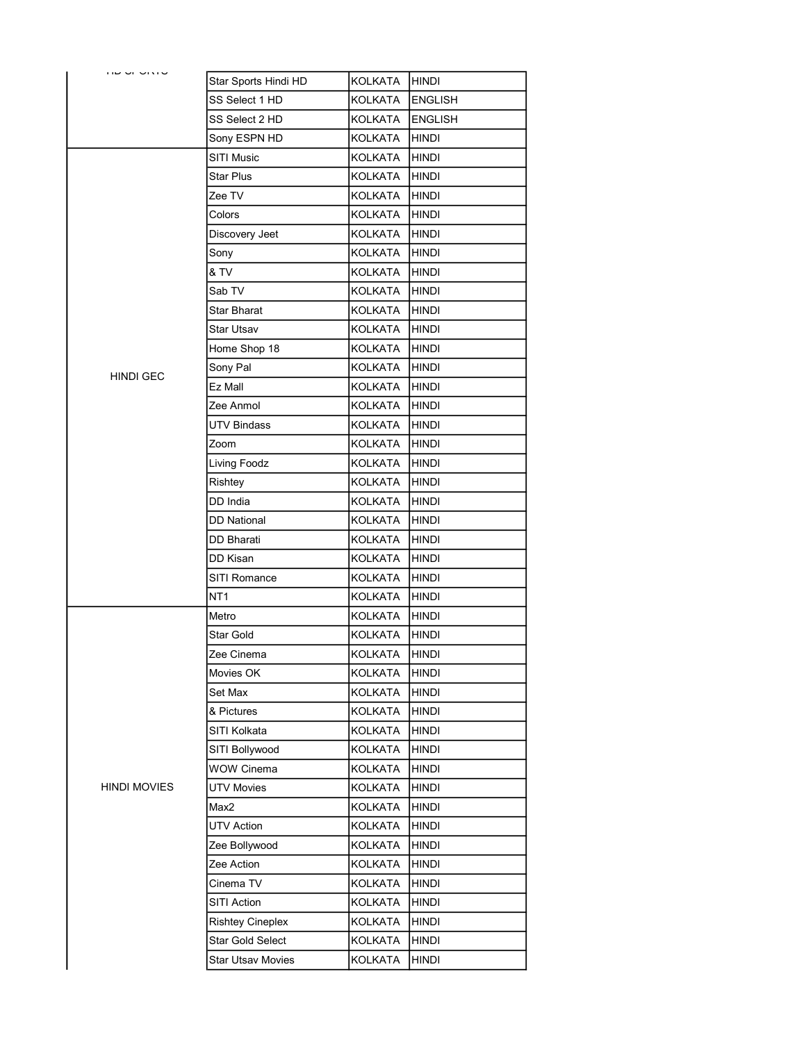| | | | |
|---|---|---|---|
| HD SPORTS | Star Sports Hindi HD | KOLKATA | HINDI |
| | SS Select 1 HD | KOLKATA | ENGLISH |
| | SS Select 2 HD | KOLKATA | ENGLISH |
| | Sony ESPN HD | KOLKATA | HINDI |
| HINDI GEC | SITI Music | KOLKATA | HINDI |
| | Star Plus | KOLKATA | HINDI |
| | Zee TV | KOLKATA | HINDI |
| | Colors | KOLKATA | HINDI |
| | Discovery Jeet | KOLKATA | HINDI |
| | Sony | KOLKATA | HINDI |
| | & TV | KOLKATA | HINDI |
| | Sab TV | KOLKATA | HINDI |
| | Star Bharat | KOLKATA | HINDI |
| | Star Utsav | KOLKATA | HINDI |
| | Home Shop 18 | KOLKATA | HINDI |
| | Sony Pal | KOLKATA | HINDI |
| | Ez Mall | KOLKATA | HINDI |
| | Zee Anmol | KOLKATA | HINDI |
| | UTV Bindass | KOLKATA | HINDI |
| | Zoom | KOLKATA | HINDI |
| | Living Foodz | KOLKATA | HINDI |
| | Rishtey | KOLKATA | HINDI |
| | DD India | KOLKATA | HINDI |
| | DD National | KOLKATA | HINDI |
| | DD Bharati | KOLKATA | HINDI |
| | DD Kisan | KOLKATA | HINDI |
| | SITI Romance | KOLKATA | HINDI |
| | NT1 | KOLKATA | HINDI |
| HINDI MOVIES | Metro | KOLKATA | HINDI |
| | Star Gold | KOLKATA | HINDI |
| | Zee Cinema | KOLKATA | HINDI |
| | Movies OK | KOLKATA | HINDI |
| | Set Max | KOLKATA | HINDI |
| | & Pictures | KOLKATA | HINDI |
| | SITI Kolkata | KOLKATA | HINDI |
| | SITI Bollywood | KOLKATA | HINDI |
| | WOW Cinema | KOLKATA | HINDI |
| | UTV Movies | KOLKATA | HINDI |
| | Max2 | KOLKATA | HINDI |
| | UTV Action | KOLKATA | HINDI |
| | Zee Bollywood | KOLKATA | HINDI |
| | Zee Action | KOLKATA | HINDI |
| | Cinema TV | KOLKATA | HINDI |
| | SITI Action | KOLKATA | HINDI |
| | Rishtey Cineplex | KOLKATA | HINDI |
| | Star Gold Select | KOLKATA | HINDI |
| | Star Utsav Movies | KOLKATA | HINDI |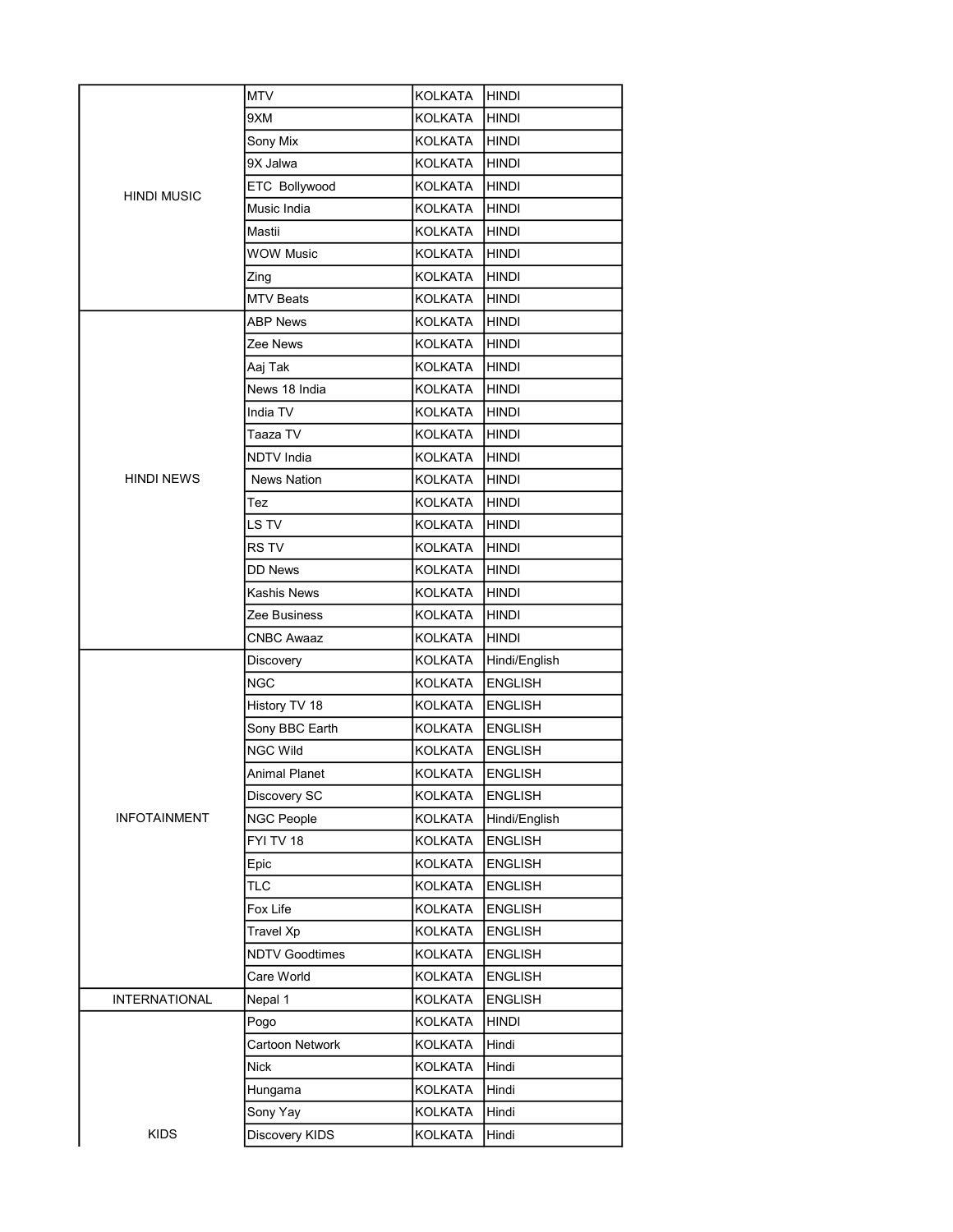|  |  |  |  |
|---|---|---|---|
| HINDI MUSIC | MTV | KOLKATA | HINDI |
|  | 9XM | KOLKATA | HINDI |
|  | Sony Mix | KOLKATA | HINDI |
|  | 9X Jalwa | KOLKATA | HINDI |
|  | ETC Bollywood | KOLKATA | HINDI |
|  | Music India | KOLKATA | HINDI |
|  | Mastii | KOLKATA | HINDI |
|  | WOW Music | KOLKATA | HINDI |
|  | Zing | KOLKATA | HINDI |
|  | MTV Beats | KOLKATA | HINDI |
| HINDI NEWS | ABP News | KOLKATA | HINDI |
|  | Zee News | KOLKATA | HINDI |
|  | Aaj Tak | KOLKATA | HINDI |
|  | News 18 India | KOLKATA | HINDI |
|  | India TV | KOLKATA | HINDI |
|  | Taaza TV | KOLKATA | HINDI |
|  | NDTV India | KOLKATA | HINDI |
|  | News Nation | KOLKATA | HINDI |
|  | Tez | KOLKATA | HINDI |
|  | LS TV | KOLKATA | HINDI |
|  | RS TV | KOLKATA | HINDI |
|  | DD News | KOLKATA | HINDI |
|  | Kashis News | KOLKATA | HINDI |
|  | Zee Business | KOLKATA | HINDI |
|  | CNBC Awaaz | KOLKATA | HINDI |
| INFOTAINMENT | Discovery | KOLKATA | Hindi/English |
|  | NGC | KOLKATA | ENGLISH |
|  | History TV 18 | KOLKATA | ENGLISH |
|  | Sony BBC Earth | KOLKATA | ENGLISH |
|  | NGC Wild | KOLKATA | ENGLISH |
|  | Animal Planet | KOLKATA | ENGLISH |
|  | Discovery SC | KOLKATA | ENGLISH |
|  | NGC People | KOLKATA | Hindi/English |
|  | FYI TV 18 | KOLKATA | ENGLISH |
|  | Epic | KOLKATA | ENGLISH |
|  | TLC | KOLKATA | ENGLISH |
|  | Fox Life | KOLKATA | ENGLISH |
|  | Travel Xp | KOLKATA | ENGLISH |
|  | NDTV Goodtimes | KOLKATA | ENGLISH |
|  | Care World | KOLKATA | ENGLISH |
| INTERNATIONAL | Nepal 1 | KOLKATA | ENGLISH |
| KIDS | Pogo | KOLKATA | HINDI |
|  | Cartoon Network | KOLKATA | Hindi |
|  | Nick | KOLKATA | Hindi |
|  | Hungama | KOLKATA | Hindi |
|  | Sony Yay | KOLKATA | Hindi |
|  | Discovery KIDS | KOLKATA | Hindi |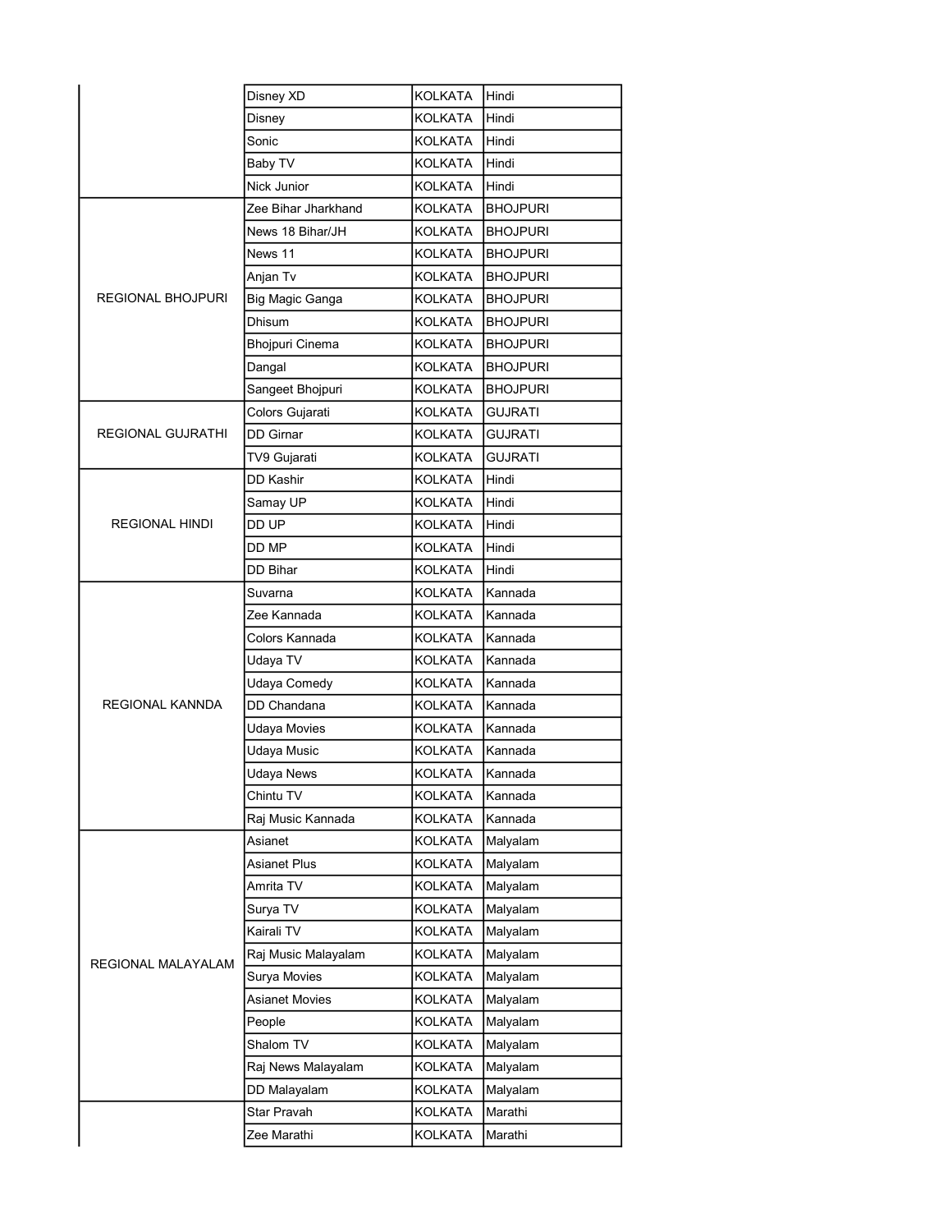| | | | |
|---|---|---|---|
| | Disney XD | KOLKATA | Hindi |
| | Disney | KOLKATA | Hindi |
| | Sonic | KOLKATA | Hindi |
| | Baby TV | KOLKATA | Hindi |
| | Nick Junior | KOLKATA | Hindi |
| REGIONAL BHOJPURI | Zee Bihar Jharkhand | KOLKATA | BHOJPURI |
| | News 18 Bihar/JH | KOLKATA | BHOJPURI |
| | News 11 | KOLKATA | BHOJPURI |
| | Anjan Tv | KOLKATA | BHOJPURI |
| | Big Magic Ganga | KOLKATA | BHOJPURI |
| | Dhisum | KOLKATA | BHOJPURI |
| | Bhojpuri Cinema | KOLKATA | BHOJPURI |
| | Dangal | KOLKATA | BHOJPURI |
| | Sangeet Bhojpuri | KOLKATA | BHOJPURI |
| REGIONAL GUJRATHI | Colors Gujarati | KOLKATA | GUJRATI |
| | DD Girnar | KOLKATA | GUJRATI |
| | TV9 Gujarati | KOLKATA | GUJRATI |
| REGIONAL HINDI | DD Kashir | KOLKATA | Hindi |
| | Samay UP | KOLKATA | Hindi |
| | DD UP | KOLKATA | Hindi |
| | DD MP | KOLKATA | Hindi |
| | DD Bihar | KOLKATA | Hindi |
| REGIONAL KANNDA | Suvarna | KOLKATA | Kannada |
| | Zee Kannada | KOLKATA | Kannada |
| | Colors Kannada | KOLKATA | Kannada |
| | Udaya TV | KOLKATA | Kannada |
| | Udaya Comedy | KOLKATA | Kannada |
| | DD Chandana | KOLKATA | Kannada |
| | Udaya Movies | KOLKATA | Kannada |
| | Udaya Music | KOLKATA | Kannada |
| | Udaya News | KOLKATA | Kannada |
| | Chintu TV | KOLKATA | Kannada |
| | Raj Music Kannada | KOLKATA | Kannada |
| REGIONAL MALAYALAM | Asianet | KOLKATA | Malyalam |
| | Asianet Plus | KOLKATA | Malyalam |
| | Amrita TV | KOLKATA | Malyalam |
| | Surya TV | KOLKATA | Malyalam |
| | Kairali TV | KOLKATA | Malyalam |
| | Raj Music Malayalam | KOLKATA | Malyalam |
| | Surya Movies | KOLKATA | Malyalam |
| | Asianet Movies | KOLKATA | Malyalam |
| | People | KOLKATA | Malyalam |
| | Shalom TV | KOLKATA | Malyalam |
| | Raj News Malayalam | KOLKATA | Malyalam |
| | DD Malayalam | KOLKATA | Malyalam |
| | Star Pravah | KOLKATA | Marathi |
| | Zee Marathi | KOLKATA | Marathi |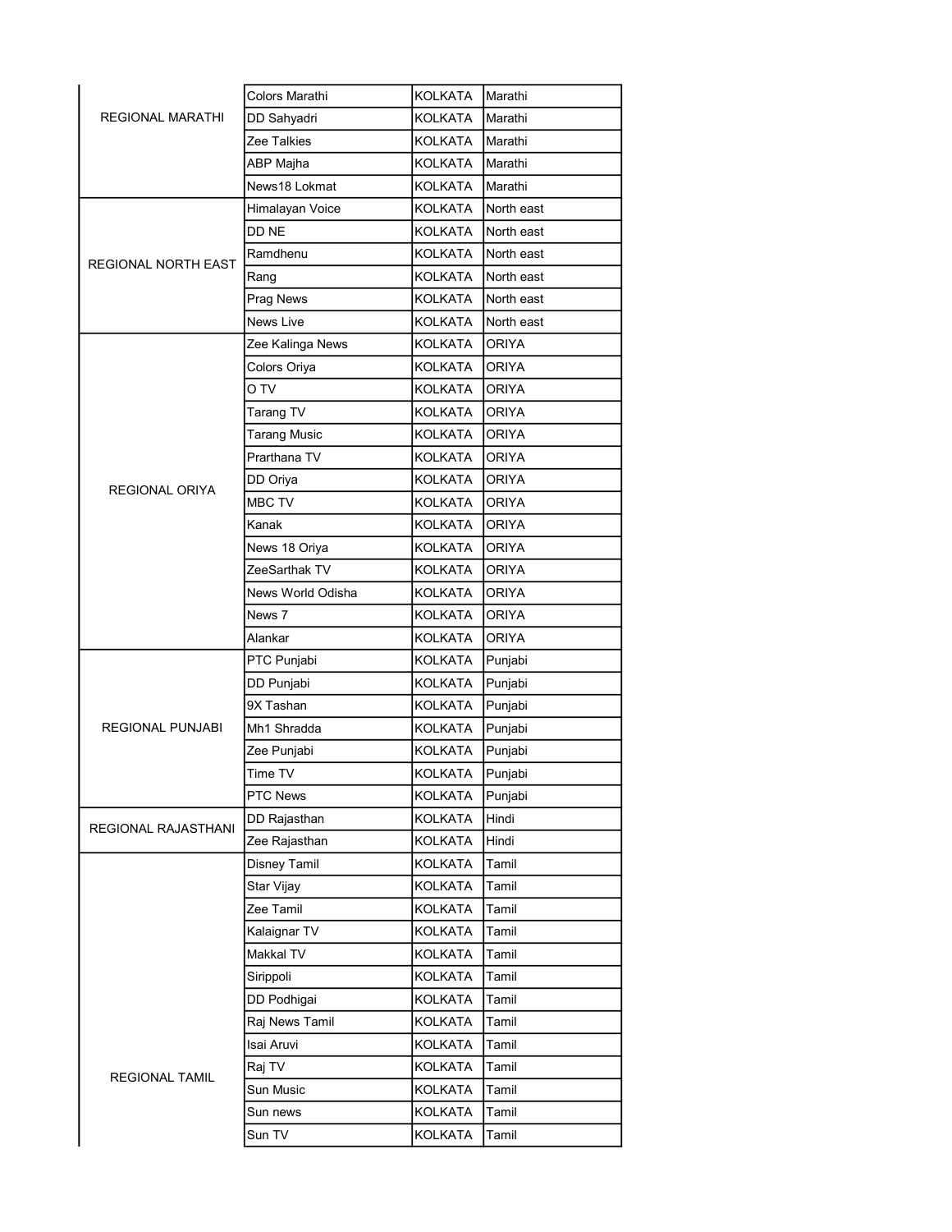| | | | |
|---|---|---|---|
| REGIONAL MARATHI | Colors Marathi | KOLKATA | Marathi |
| | DD Sahyadri | KOLKATA | Marathi |
| | Zee Talkies | KOLKATA | Marathi |
| | ABP Majha | KOLKATA | Marathi |
| | News18 Lokmat | KOLKATA | Marathi |
| REGIONAL NORTH EAST | Himalayan Voice | KOLKATA | North east |
| | DD NE | KOLKATA | North east |
| | Ramdhenu | KOLKATA | North east |
| | Rang | KOLKATA | North east |
| | Prag News | KOLKATA | North east |
| | News Live | KOLKATA | North east |
| REGIONAL ORIYA | Zee Kalinga News | KOLKATA | ORIYA |
| | Colors Oriya | KOLKATA | ORIYA |
| | O TV | KOLKATA | ORIYA |
| | Tarang TV | KOLKATA | ORIYA |
| | Tarang Music | KOLKATA | ORIYA |
| | Prarthana TV | KOLKATA | ORIYA |
| | DD Oriya | KOLKATA | ORIYA |
| | MBC TV | KOLKATA | ORIYA |
| | Kanak | KOLKATA | ORIYA |
| | News 18 Oriya | KOLKATA | ORIYA |
| | ZeeSarthak TV | KOLKATA | ORIYA |
| | News World Odisha | KOLKATA | ORIYA |
| | News 7 | KOLKATA | ORIYA |
| | Alankar | KOLKATA | ORIYA |
| REGIONAL PUNJABI | PTC Punjabi | KOLKATA | Punjabi |
| | DD Punjabi | KOLKATA | Punjabi |
| | 9X Tashan | KOLKATA | Punjabi |
| | Mh1 Shradda | KOLKATA | Punjabi |
| | Zee Punjabi | KOLKATA | Punjabi |
| | Time TV | KOLKATA | Punjabi |
| | PTC News | KOLKATA | Punjabi |
| REGIONAL RAJASTHANI | DD Rajasthan | KOLKATA | Hindi |
| | Zee Rajasthan | KOLKATA | Hindi |
| REGIONAL TAMIL | Disney Tamil | KOLKATA | Tamil |
| | Star Vijay | KOLKATA | Tamil |
| | Zee Tamil | KOLKATA | Tamil |
| | Kalaignar TV | KOLKATA | Tamil |
| | Makkal TV | KOLKATA | Tamil |
| | Sirippoli | KOLKATA | Tamil |
| | DD Podhigai | KOLKATA | Tamil |
| | Raj News Tamil | KOLKATA | Tamil |
| | Isai Aruvi | KOLKATA | Tamil |
| | Raj TV | KOLKATA | Tamil |
| | Sun Music | KOLKATA | Tamil |
| | Sun news | KOLKATA | Tamil |
| | Sun TV | KOLKATA | Tamil |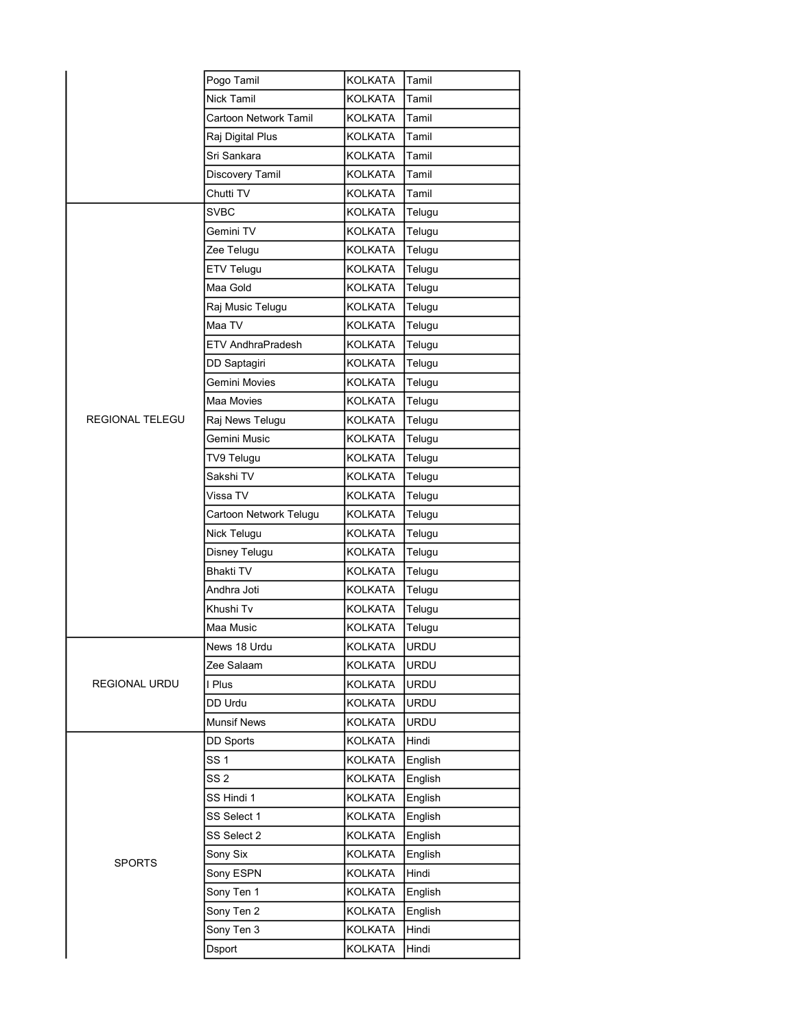| | | | |
|---|---|---|---|
| | Pogo Tamil | KOLKATA | Tamil |
| | Nick Tamil | KOLKATA | Tamil |
| | Cartoon Network Tamil | KOLKATA | Tamil |
| | Raj Digital Plus | KOLKATA | Tamil |
| | Sri Sankara | KOLKATA | Tamil |
| | Discovery Tamil | KOLKATA | Tamil |
| | Chutti TV | KOLKATA | Tamil |
| REGIONAL TELEGU | SVBC | KOLKATA | Telugu |
| | Gemini TV | KOLKATA | Telugu |
| | Zee Telugu | KOLKATA | Telugu |
| | ETV Telugu | KOLKATA | Telugu |
| | Maa Gold | KOLKATA | Telugu |
| | Raj Music Telugu | KOLKATA | Telugu |
| | Maa TV | KOLKATA | Telugu |
| | ETV AndhraPradesh | KOLKATA | Telugu |
| | DD Saptagiri | KOLKATA | Telugu |
| | Gemini Movies | KOLKATA | Telugu |
| | Maa Movies | KOLKATA | Telugu |
| | Raj News Telugu | KOLKATA | Telugu |
| | Gemini Music | KOLKATA | Telugu |
| | TV9 Telugu | KOLKATA | Telugu |
| | Sakshi TV | KOLKATA | Telugu |
| | Vissa TV | KOLKATA | Telugu |
| | Cartoon Network Telugu | KOLKATA | Telugu |
| | Nick Telugu | KOLKATA | Telugu |
| | Disney Telugu | KOLKATA | Telugu |
| | Bhakti TV | KOLKATA | Telugu |
| | Andhra Joti | KOLKATA | Telugu |
| | Khushi Tv | KOLKATA | Telugu |
| | Maa Music | KOLKATA | Telugu |
| REGIONAL URDU | News 18 Urdu | KOLKATA | URDU |
| | Zee Salaam | KOLKATA | URDU |
| | I Plus | KOLKATA | URDU |
| | DD Urdu | KOLKATA | URDU |
| | Munsif News | KOLKATA | URDU |
| SPORTS | DD Sports | KOLKATA | Hindi |
| | SS 1 | KOLKATA | English |
| | SS 2 | KOLKATA | English |
| | SS Hindi 1 | KOLKATA | English |
| | SS Select 1 | KOLKATA | English |
| | SS Select 2 | KOLKATA | English |
| | Sony Six | KOLKATA | English |
| | Sony ESPN | KOLKATA | Hindi |
| | Sony Ten 1 | KOLKATA | English |
| | Sony Ten 2 | KOLKATA | English |
| | Sony Ten 3 | KOLKATA | Hindi |
| | Dsport | KOLKATA | Hindi |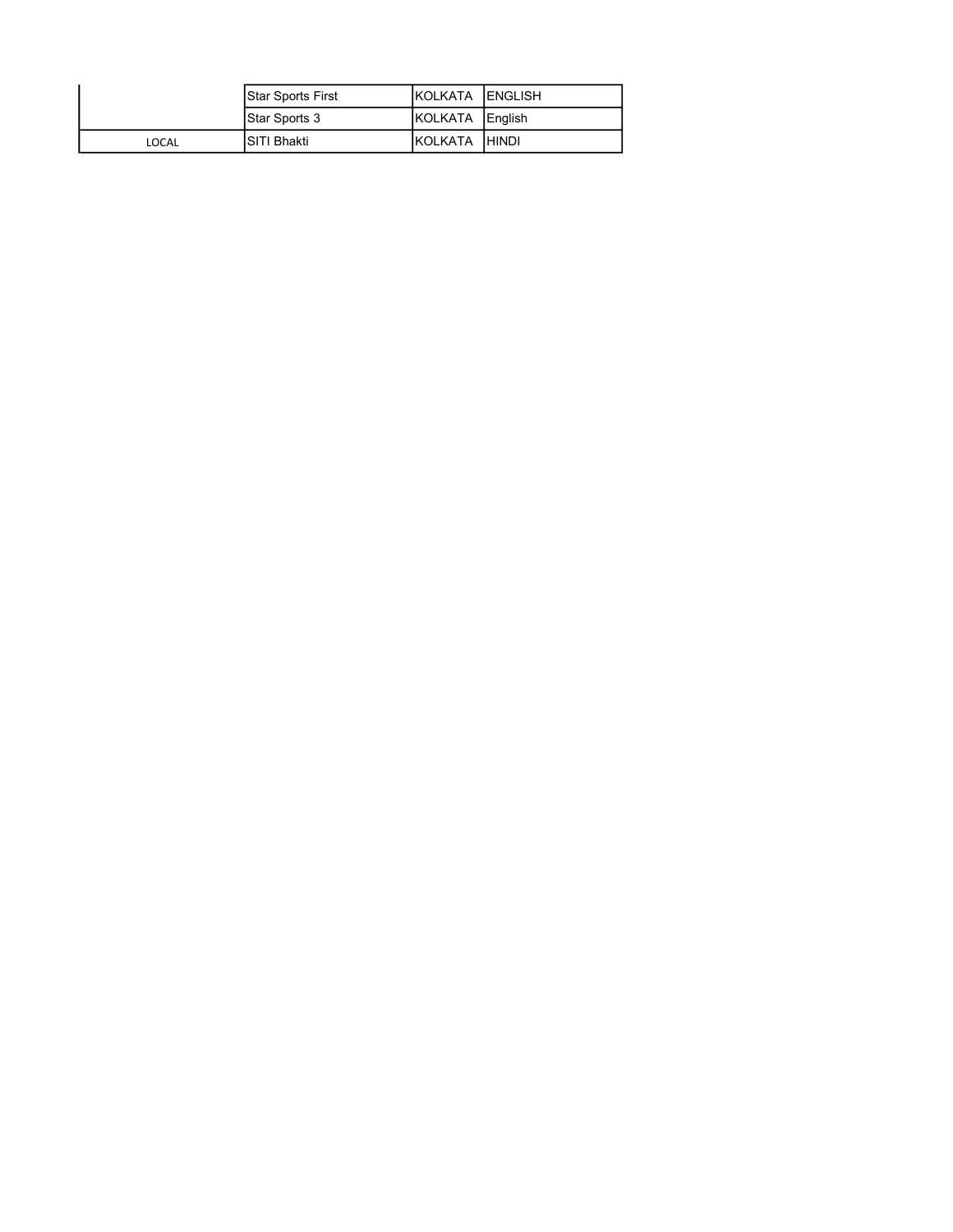| | | | |
|---|---|---|---|
| | Star Sports First | KOLKATA | ENGLISH |
| | Star Sports 3 | KOLKATA | English |
| LOCAL | SITI Bhakti | KOLKATA | HINDI |